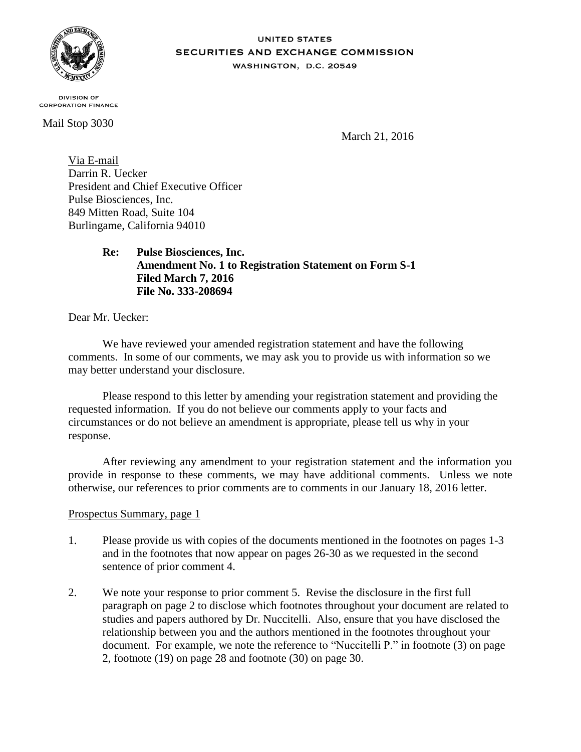UNITED STATES
SECURITIES AND EXCHANGE COMMISSION
WASHINGTON, D.C. 20549

DIVISION OF
CORPORATION FINANCE

Mail Stop 3030

March 21, 2016

Via E-mail
Darrin R. Uecker
President and Chief Executive Officer
Pulse Biosciences, Inc.
849 Mitten Road, Suite 104
Burlingame, California 94010

**Re: Pulse Biosciences, Inc.**
**Amendment No. 1 to Registration Statement on Form S-1**
**Filed March 7, 2016**
**File No. 333-208694**

Dear Mr. Uecker:

We have reviewed your amended registration statement and have the following comments. In some of our comments, we may ask you to provide us with information so we may better understand your disclosure.

Please respond to this letter by amending your registration statement and providing the requested information. If you do not believe our comments apply to your facts and circumstances or do not believe an amendment is appropriate, please tell us why in your response.

After reviewing any amendment to your registration statement and the information you provide in response to these comments, we may have additional comments. Unless we note otherwise, our references to prior comments are to comments in our January 18, 2016 letter.

Prospectus Summary, page 1

1. Please provide us with copies of the documents mentioned in the footnotes on pages 1-3 and in the footnotes that now appear on pages 26-30 as we requested in the second sentence of prior comment 4.

2. We note your response to prior comment 5. Revise the disclosure in the first full paragraph on page 2 to disclose which footnotes throughout your document are related to studies and papers authored by Dr. Nuccitelli. Also, ensure that you have disclosed the relationship between you and the authors mentioned in the footnotes throughout your document. For example, we note the reference to "Nuccitelli P." in footnote (3) on page 2, footnote (19) on page 28 and footnote (30) on page 30.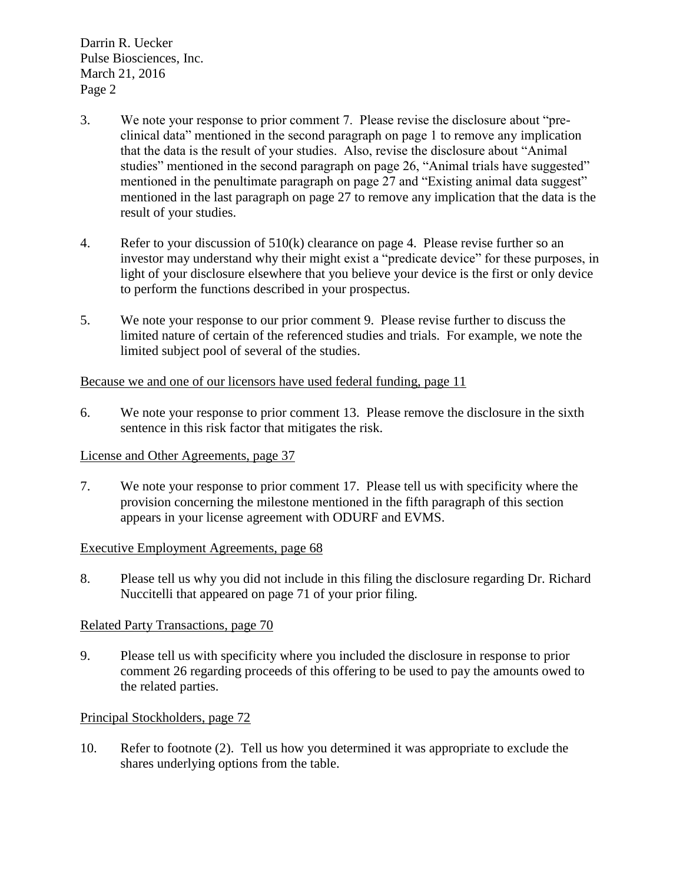3. We note your response to prior comment 7. Please revise the disclosure about "pre-clinical data" mentioned in the second paragraph on page 1 to remove any implication that the data is the result of your studies. Also, revise the disclosure about "Animal studies" mentioned in the second paragraph on page 26, "Animal trials have suggested" mentioned in the penultimate paragraph on page 27 and "Existing animal data suggest" mentioned in the last paragraph on page 27 to remove any implication that the data is the result of your studies.

4. Refer to your discussion of 510(k) clearance on page 4. Please revise further so an investor may understand why their might exist a "predicate device" for these purposes, in light of your disclosure elsewhere that you believe your device is the first or only device to perform the functions described in your prospectus.

5. We note your response to our prior comment 9. Please revise further to discuss the limited nature of certain of the referenced studies and trials. For example, we note the limited subject pool of several of the studies.

<u>Because we and one of our licensors have used federal funding, page 11</u>

6. We note your response to prior comment 13. Please remove the disclosure in the sixth sentence in this risk factor that mitigates the risk.

<u>License and Other Agreements, page 37</u>

7. We note your response to prior comment 17. Please tell us with specificity where the provision concerning the milestone mentioned in the fifth paragraph of this section appears in your license agreement with ODURF and EVMS.

<u>Executive Employment Agreements, page 68</u>

8. Please tell us why you did not include in this filing the disclosure regarding Dr. Richard Nuccitelli that appeared on page 71 of your prior filing.

<u>Related Party Transactions, page 70</u>

9. Please tell us with specificity where you included the disclosure in response to prior comment 26 regarding proceeds of this offering to be used to pay the amounts owed to the related parties.

<u>Principal Stockholders, page 72</u>

10. Refer to footnote (2). Tell us how you determined it was appropriate to exclude the shares underlying options from the table.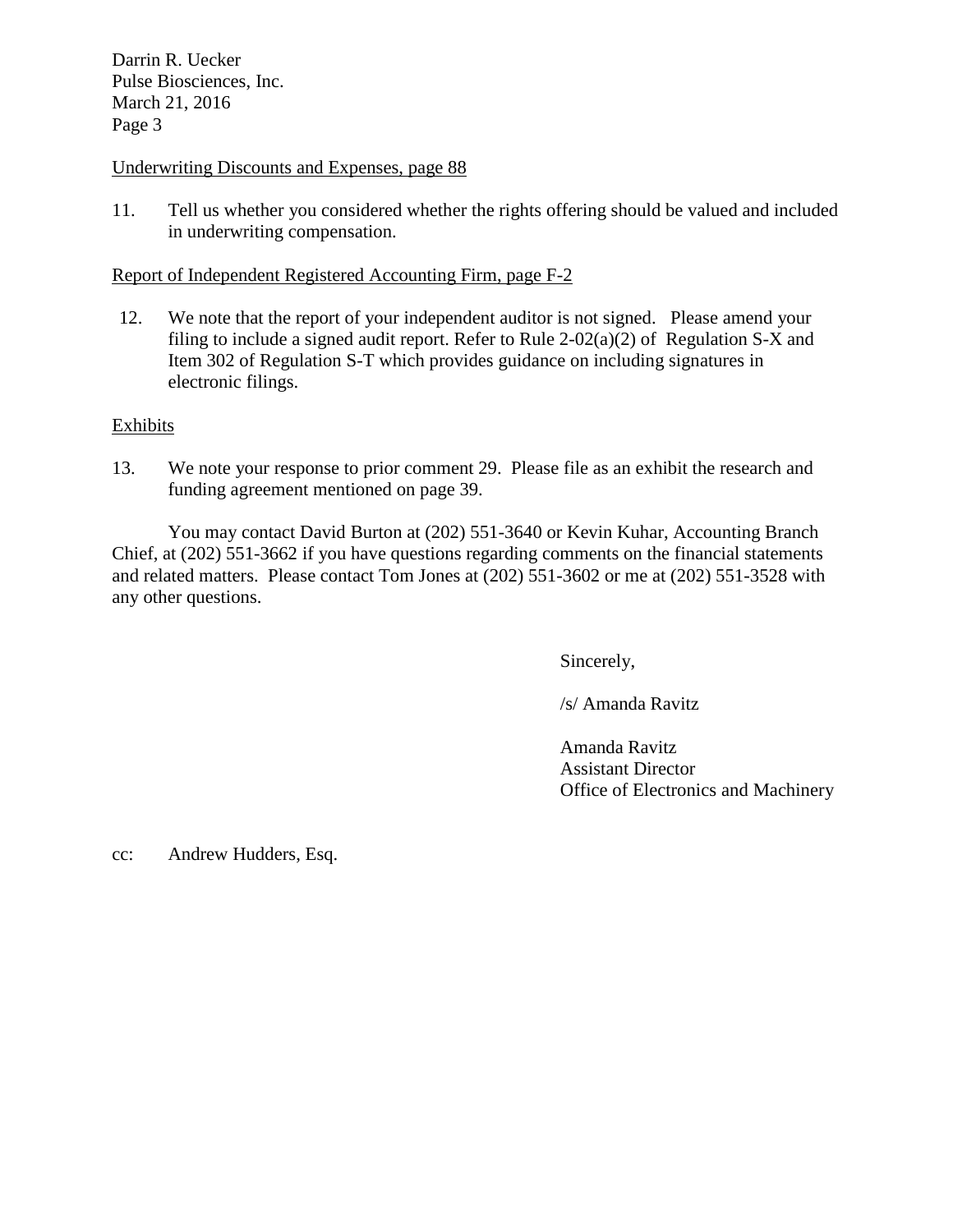Underwriting Discounts and Expenses, page 88

11. Tell us whether you considered whether the rights offering should be valued and included in underwriting compensation.

Report of Independent Registered Accounting Firm, page F-2

12. We note that the report of your independent auditor is not signed. Please amend your filing to include a signed audit report. Refer to Rule 2-02(a)(2) of Regulation S-X and Item 302 of Regulation S-T which provides guidance on including signatures in electronic filings.

Exhibits

13. We note your response to prior comment 29. Please file as an exhibit the research and funding agreement mentioned on page 39.

You may contact David Burton at (202) 551-3640 or Kevin Kuhar, Accounting Branch Chief, at (202) 551-3662 if you have questions regarding comments on the financial statements and related matters. Please contact Tom Jones at (202) 551-3602 or me at (202) 551-3528 with any other questions.

Sincerely,

/s/ Amanda Ravitz

Amanda Ravitz
Assistant Director
Office of Electronics and Machinery

cc: Andrew Hudders, Esq.